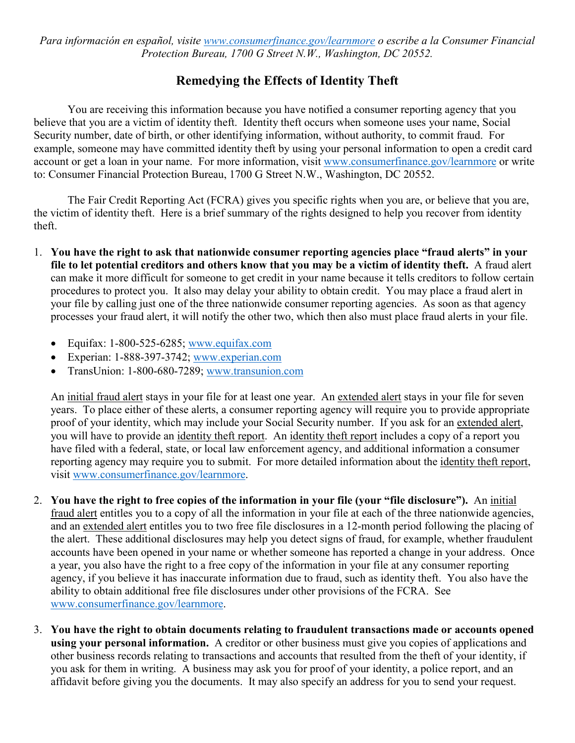*Para información en español, visite www.consumerfinance.gov/learnmore o escribe a la Consumer Financial Protection Bureau, 1700 G Street N.W., Washington, DC 20552.*

# Remedying the Effects of Identity Theft

You are receiving this information because you have notified a consumer reporting agency that you believe that you are a victim of identity theft. Identity theft occurs when someone uses your name, Social Security number, date of birth, or other identifying information, without authority, to commit fraud. For example, someone may have committed identity theft by using your personal information to open a credit card account or get a loan in your name. For more information, visit www.consumerfinance.gov/learnmore or write to: Consumer Financial Protection Bureau, 1700 G Street N.W., Washington, DC 20552.

The Fair Credit Reporting Act (FCRA) gives you specific rights when you are, or believe that you are, the victim of identity theft. Here is a brief summary of the rights designed to help you recover from identity theft.

1. **You have the right to ask that nationwide consumer reporting agencies place "fraud alerts" in your file to let potential creditors and others know that you may be a victim of identity theft.** A fraud alert can make it more difficult for someone to get credit in your name because it tells creditors to follow certain procedures to protect you. It also may delay your ability to obtain credit. You may place a fraud alert in your file by calling just one of the three nationwide consumer reporting agencies. As soon as that agency processes your fraud alert, it will notify the other two, which then also must place fraud alerts in your file.

   - Equifax: 1-800-525-6285; www.equifax.com
   - Experian: 1-888-397-3742; www.experian.com
   - TransUnion: 1-800-680-7289; www.transunion.com

   An initial fraud alert stays in your file for at least one year. An extended alert stays in your file for seven years. To place either of these alerts, a consumer reporting agency will require you to provide appropriate proof of your identity, which may include your Social Security number. If you ask for an extended alert, you will have to provide an identity theft report. An identity theft report includes a copy of a report you have filed with a federal, state, or local law enforcement agency, and additional information a consumer reporting agency may require you to submit. For more detailed information about the identity theft report, visit www.consumerfinance.gov/learnmore.

2. **You have the right to free copies of the information in your file (your "file disclosure").** An initial fraud alert entitles you to a copy of all the information in your file at each of the three nationwide agencies, and an extended alert entitles you to two free file disclosures in a 12-month period following the placing of the alert. These additional disclosures may help you detect signs of fraud, for example, whether fraudulent accounts have been opened in your name or whether someone has reported a change in your address. Once a year, you also have the right to a free copy of the information in your file at any consumer reporting agency, if you believe it has inaccurate information due to fraud, such as identity theft. You also have the ability to obtain additional free file disclosures under other provisions of the FCRA. See www.consumerfinance.gov/learnmore.

3. **You have the right to obtain documents relating to fraudulent transactions made or accounts opened using your personal information.** A creditor or other business must give you copies of applications and other business records relating to transactions and accounts that resulted from the theft of your identity, if you ask for them in writing. A business may ask you for proof of your identity, a police report, and an affidavit before giving you the documents. It may also specify an address for you to send your request.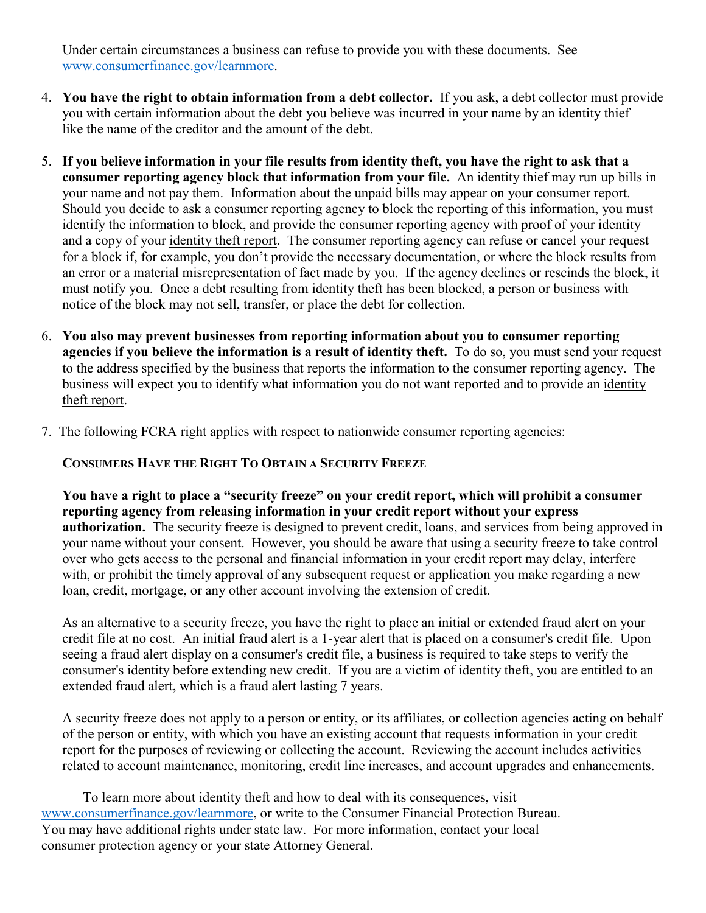Under certain circumstances a business can refuse to provide you with these documents. See [www.consumerfinance.gov/learnmore](http://www.consumerfinance.gov/learnmore).

4. **You have the right to obtain information from a debt collector.** If you ask, a debt collector must provide you with certain information about the debt you believe was incurred in your name by an identity thief – like the name of the creditor and the amount of the debt.

5. **If you believe information in your file results from identity theft, you have the right to ask that a consumer reporting agency block that information from your file.** An identity thief may run up bills in your name and not pay them. Information about the unpaid bills may appear on your consumer report. Should you decide to ask a consumer reporting agency to block the reporting of this information, you must identify the information to block, and provide the consumer reporting agency with proof of your identity and a copy of your identity theft report. The consumer reporting agency can refuse or cancel your request for a block if, for example, you don't provide the necessary documentation, or where the block results from an error or a material misrepresentation of fact made by you. If the agency declines or rescinds the block, it must notify you. Once a debt resulting from identity theft has been blocked, a person or business with notice of the block may not sell, transfer, or place the debt for collection.

6. **You also may prevent businesses from reporting information about you to consumer reporting agencies if you believe the information is a result of identity theft.** To do so, you must send your request to the address specified by the business that reports the information to the consumer reporting agency. The business will expect you to identify what information you do not want reported and to provide an identity theft report.

7. The following FCRA right applies with respect to nationwide consumer reporting agencies:

   **CONSUMERS HAVE THE RIGHT TO OBTAIN A SECURITY FREEZE**

   **You have a right to place a "security freeze" on your credit report, which will prohibit a consumer reporting agency from releasing information in your credit report without your express authorization.** The security freeze is designed to prevent credit, loans, and services from being approved in your name without your consent. However, you should be aware that using a security freeze to take control over who gets access to the personal and financial information in your credit report may delay, interfere with, or prohibit the timely approval of any subsequent request or application you make regarding a new loan, credit, mortgage, or any other account involving the extension of credit.

   As an alternative to a security freeze, you have the right to place an initial or extended fraud alert on your credit file at no cost. An initial fraud alert is a 1-year alert that is placed on a consumer's credit file. Upon seeing a fraud alert display on a consumer's credit file, a business is required to take steps to verify the consumer's identity before extending new credit. If you are a victim of identity theft, you are entitled to an extended fraud alert, which is a fraud alert lasting 7 years.

   A security freeze does not apply to a person or entity, or its affiliates, or collection agencies acting on behalf of the person or entity, with which you have an existing account that requests information in your credit report for the purposes of reviewing or collecting the account. Reviewing the account includes activities related to account maintenance, monitoring, credit line increases, and account upgrades and enhancements.

To learn more about identity theft and how to deal with its consequences, visit [www.consumerfinance.gov/learnmore](http://www.consumerfinance.gov/learnmore), or write to the Consumer Financial Protection Bureau. You may have additional rights under state law. For more information, contact your local consumer protection agency or your state Attorney General.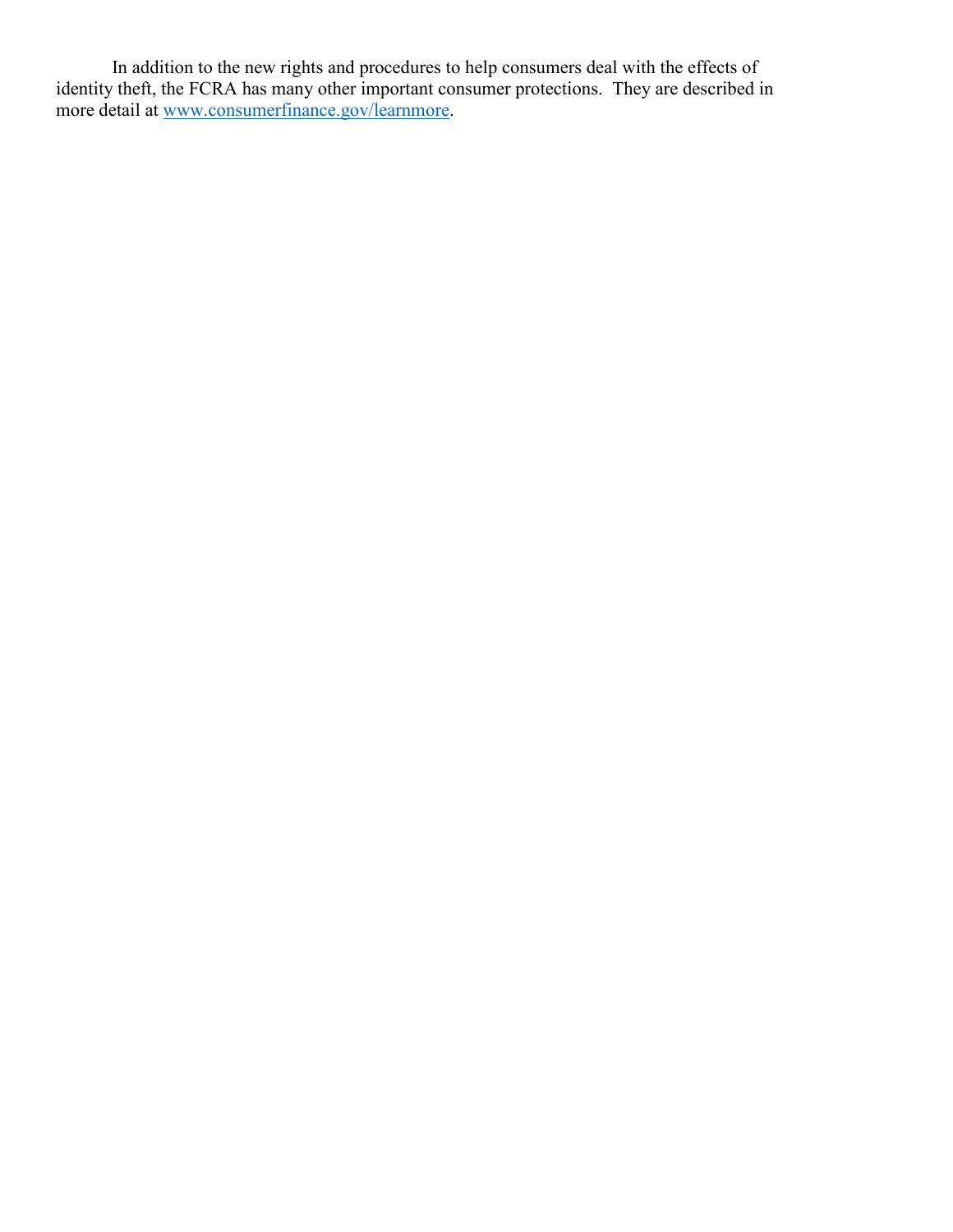In addition to the new rights and procedures to help consumers deal with the effects of identity theft, the FCRA has many other important consumer protections. They are described in more detail at [www.consumerfinance.gov/learnmore](www.consumerfinance.gov/learnmore).